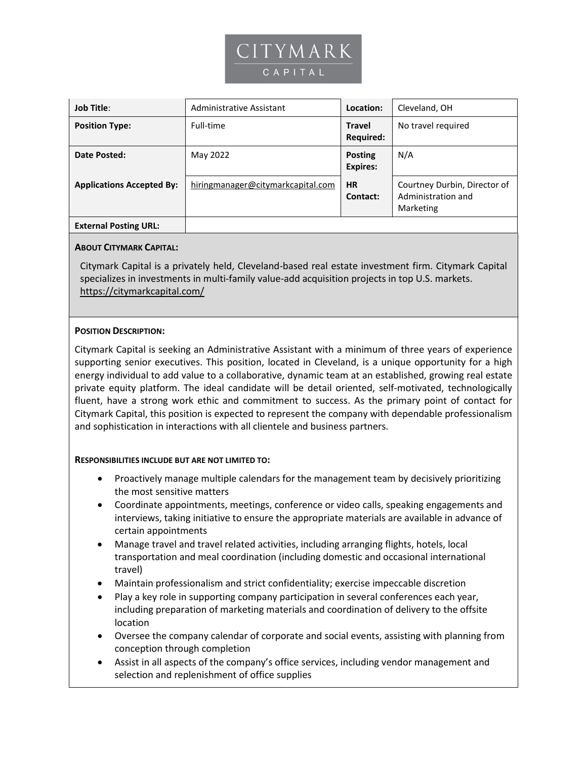CITYMARK
CAPITAL

| | | | |
|---|---|---|---|
| **Job Title**: | Administrative Assistant | **Location:** | Cleveland, OH |
| **Position Type:** | Full-time | **Travel Required:** | No travel required |
| **Date Posted:** | May 2022 | **Posting Expires:** | N/A |
| **Applications Accepted By:** | hiringmanager@citymarkcapital.com | **HR Contact:** | Courtney Durbin, Director of Administration and Marketing |
| **External Posting URL:** | | | |

**ABOUT CITYMARK CAPITAL:**

Citymark Capital is a privately held, Cleveland-based real estate investment firm. Citymark Capital specializes in investments in multi-family value-add acquisition projects in top U.S. markets. https://citymarkcapital.com/

**POSITION DESCRIPTION:**

Citymark Capital is seeking an Administrative Assistant with a minimum of three years of experience supporting senior executives. This position, located in Cleveland, is a unique opportunity for a high energy individual to add value to a collaborative, dynamic team at an established, growing real estate private equity platform. The ideal candidate will be detail oriented, self-motivated, technologically fluent, have a strong work ethic and commitment to success. As the primary point of contact for Citymark Capital, this position is expected to represent the company with dependable professionalism and sophistication in interactions with all clientele and business partners.

**RESPONSIBILITIES INCLUDE BUT ARE NOT LIMITED TO:**

- Proactively manage multiple calendars for the management team by decisively prioritizing the most sensitive matters
- Coordinate appointments, meetings, conference or video calls, speaking engagements and interviews, taking initiative to ensure the appropriate materials are available in advance of certain appointments
- Manage travel and travel related activities, including arranging flights, hotels, local transportation and meal coordination (including domestic and occasional international travel)
- Maintain professionalism and strict confidentiality; exercise impeccable discretion
- Play a key role in supporting company participation in several conferences each year, including preparation of marketing materials and coordination of delivery to the offsite location
- Oversee the company calendar of corporate and social events, assisting with planning from conception through completion
- Assist in all aspects of the company's office services, including vendor management and selection and replenishment of office supplies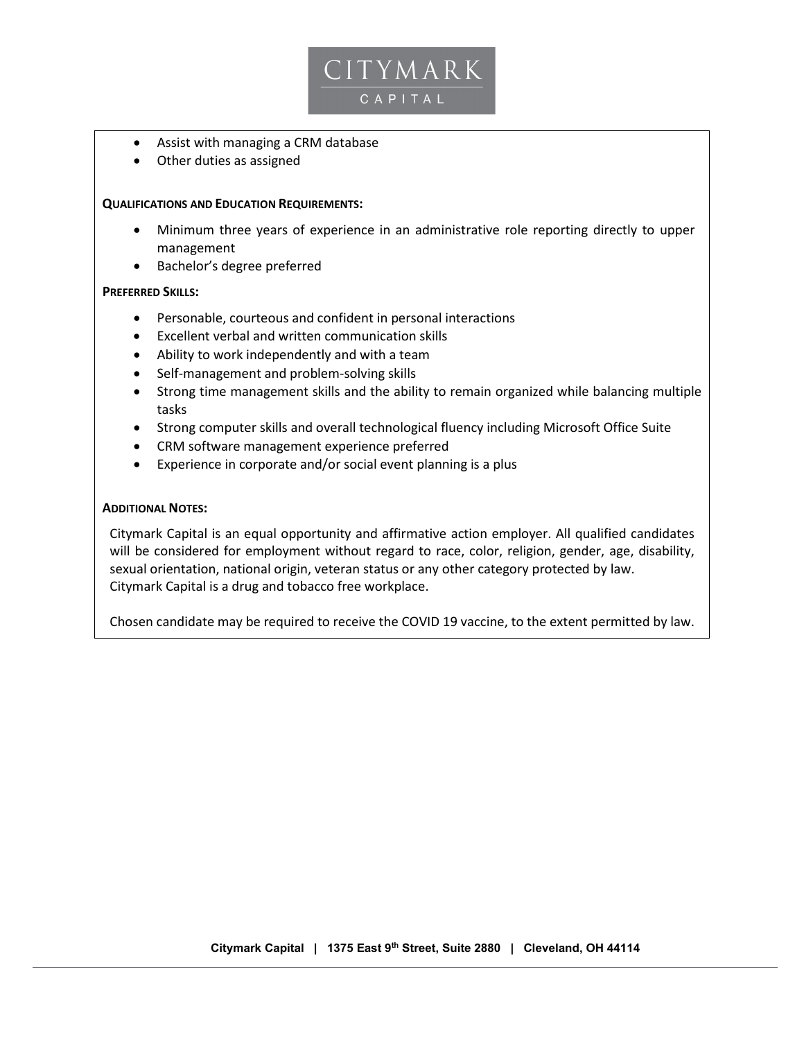- Assist with managing a CRM database
- Other duties as assigned

**QUALIFICATIONS AND EDUCATION REQUIREMENTS:**

- Minimum three years of experience in an administrative role reporting directly to upper management
- Bachelor's degree preferred

**PREFERRED SKILLS:**

- Personable, courteous and confident in personal interactions
- Excellent verbal and written communication skills
- Ability to work independently and with a team
- Self-management and problem-solving skills
- Strong time management skills and the ability to remain organized while balancing multiple tasks
- Strong computer skills and overall technological fluency including Microsoft Office Suite
- CRM software management experience preferred
- Experience in corporate and/or social event planning is a plus

**ADDITIONAL NOTES:**

Citymark Capital is an equal opportunity and affirmative action employer. All qualified candidates will be considered for employment without regard to race, color, religion, gender, age, disability, sexual orientation, national origin, veteran status or any other category protected by law.
Citymark Capital is a drug and tobacco free workplace.

Chosen candidate may be required to receive the COVID 19 vaccine, to the extent permitted by law.